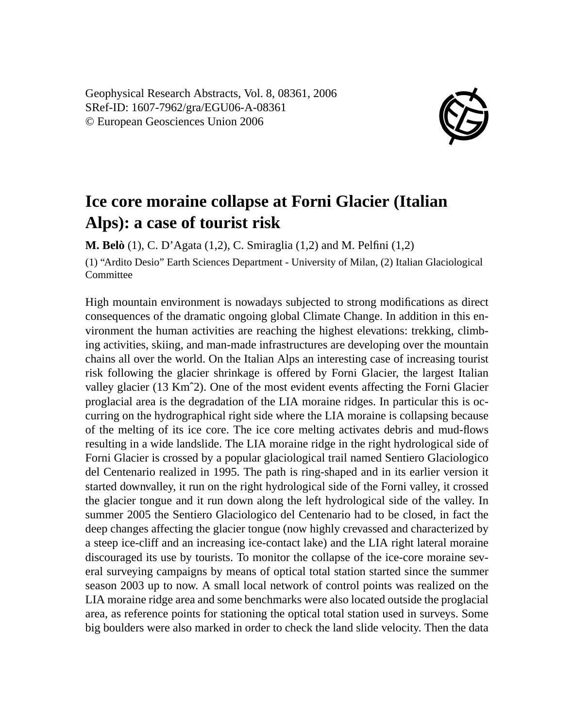Geophysical Research Abstracts, Vol. 8, 08361, 2006
SRef-ID: 1607-7962/gra/EGU06-A-08361
© European Geosciences Union 2006

# Ice core moraine collapse at Forni Glacier (Italian Alps): a case of tourist risk

**M. Belò** (1), C. D'Agata (1,2), C. Smiraglia (1,2) and M. Pelfini (1,2)

(1) "Ardito Desio" Earth Sciences Department - University of Milan, (2) Italian Glaciological Committee

High mountain environment is nowadays subjected to strong modifications as direct consequences of the dramatic ongoing global Climate Change. In addition in this environment the human activities are reaching the highest elevations: trekking, climbing activities, skiing, and man-made infrastructures are developing over the mountain chains all over the world. On the Italian Alps an interesting case of increasing tourist risk following the glacier shrinkage is offered by Forni Glacier, the largest Italian valley glacier (13 Km^2). One of the most evident events affecting the Forni Glacier proglacial area is the degradation of the LIA moraine ridges. In particular this is occurring on the hydrographical right side where the LIA moraine is collapsing because of the melting of its ice core. The ice core melting activates debris and mud-flows resulting in a wide landslide. The LIA moraine ridge in the right hydrological side of Forni Glacier is crossed by a popular glaciological trail named Sentiero Glaciologico del Centenario realized in 1995. The path is ring-shaped and in its earlier version it started downvalley, it run on the right hydrological side of the Forni valley, it crossed the glacier tongue and it run down along the left hydrological side of the valley. In summer 2005 the Sentiero Glaciologico del Centenario had to be closed, in fact the deep changes affecting the glacier tongue (now highly crevassed and characterized by a steep ice-cliff and an increasing ice-contact lake) and the LIA right lateral moraine discouraged its use by tourists. To monitor the collapse of the ice-core moraine several surveying campaigns by means of optical total station started since the summer season 2003 up to now. A small local network of control points was realized on the LIA moraine ridge area and some benchmarks were also located outside the proglacial area, as reference points for stationing the optical total station used in surveys. Some big boulders were also marked in order to check the land slide velocity. Then the data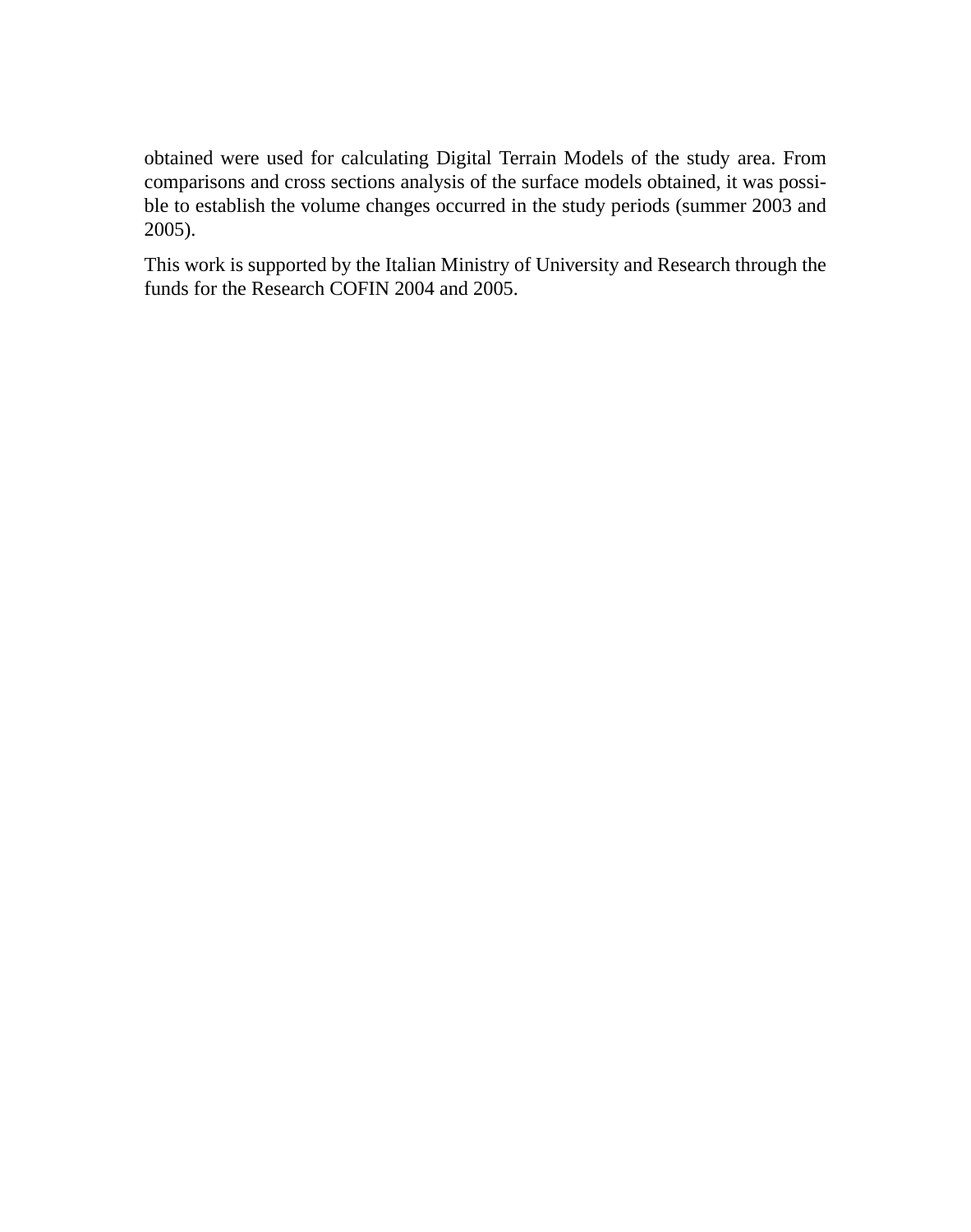obtained were used for calculating Digital Terrain Models of the study area. From comparisons and cross sections analysis of the surface models obtained, it was possible to establish the volume changes occurred in the study periods (summer 2003 and 2005).

This work is supported by the Italian Ministry of University and Research through the funds for the Research COFIN 2004 and 2005.